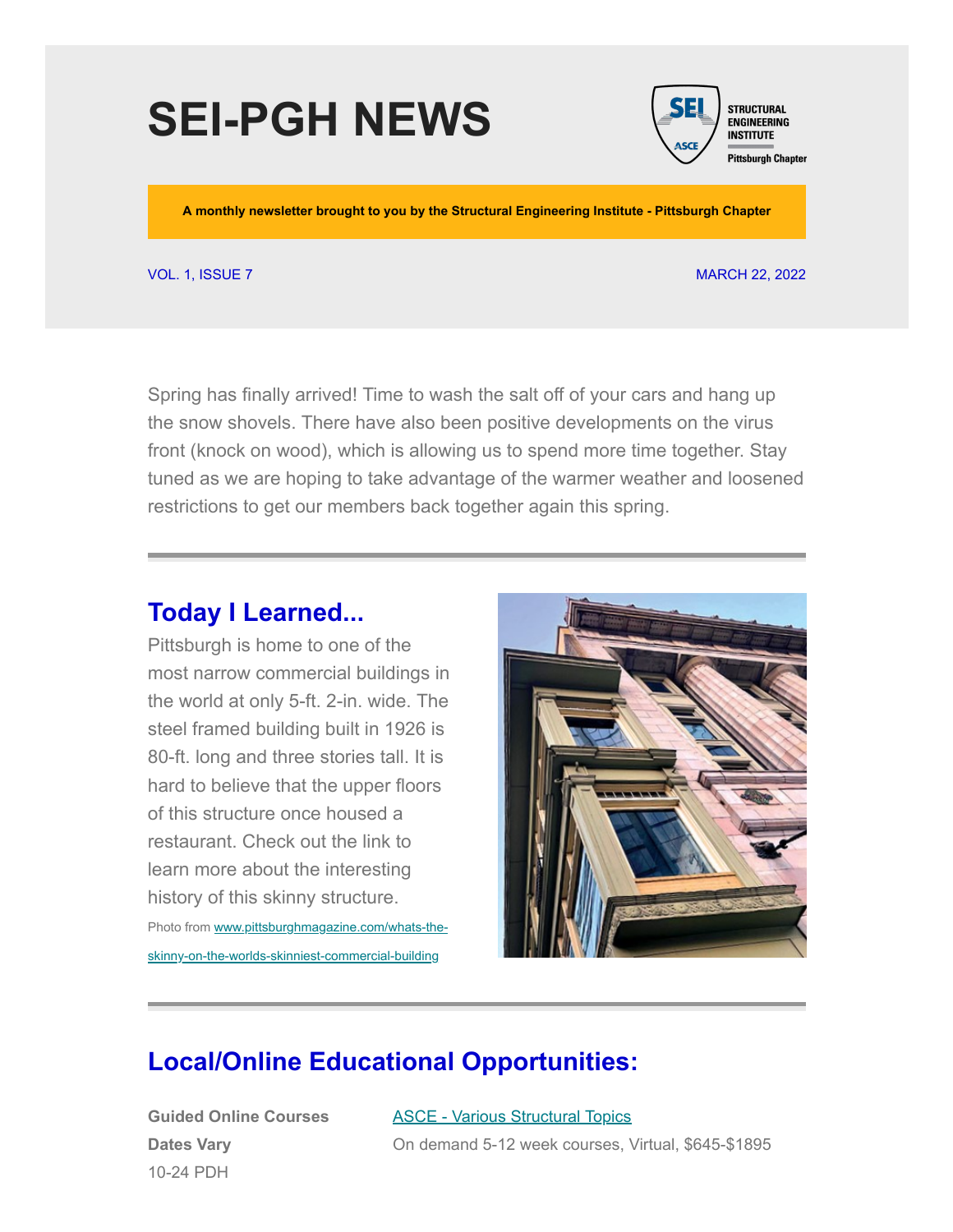# SEI-PGH NEWS

STRUCTURAL ENGINEERING INSTITUTE
Pittsburgh Chapter

**A monthly newsletter brought to you by the Structural Engineering Institute - Pittsburgh Chapter**

VOL. 1, ISSUE 7

MARCH 22, 2022

Spring has finally arrived! Time to wash the salt off of your cars and hang up the snow shovels. There have also been positive developments on the virus front (knock on wood), which is allowing us to spend more time together. Stay tuned as we are hoping to take advantage of the warmer weather and loosened restrictions to get our members back together again this spring.

---

## Today I Learned...

Pittsburgh is home to one of the most narrow commercial buildings in the world at only 5-ft. 2-in. wide. The steel framed building built in 1926 is 80-ft. long and three stories tall. It is hard to believe that the upper floors of this structure once housed a restaurant. Check out the link to learn more about the interesting history of this skinny structure.

Photo from [www.pittsburghmagazine.com/whats-the-skinny-on-the-worlds-skinniest-commercial-building](www.pittsburghmagazine.com/whats-the-skinny-on-the-worlds-skinniest-commercial-building)

---

## Local/Online Educational Opportunities:

**Guided Online Courses**
**Dates Vary**
10-24 PDH

[ASCE - Various Structural Topics]()
On demand 5-12 week courses, Virtual, $645-$1895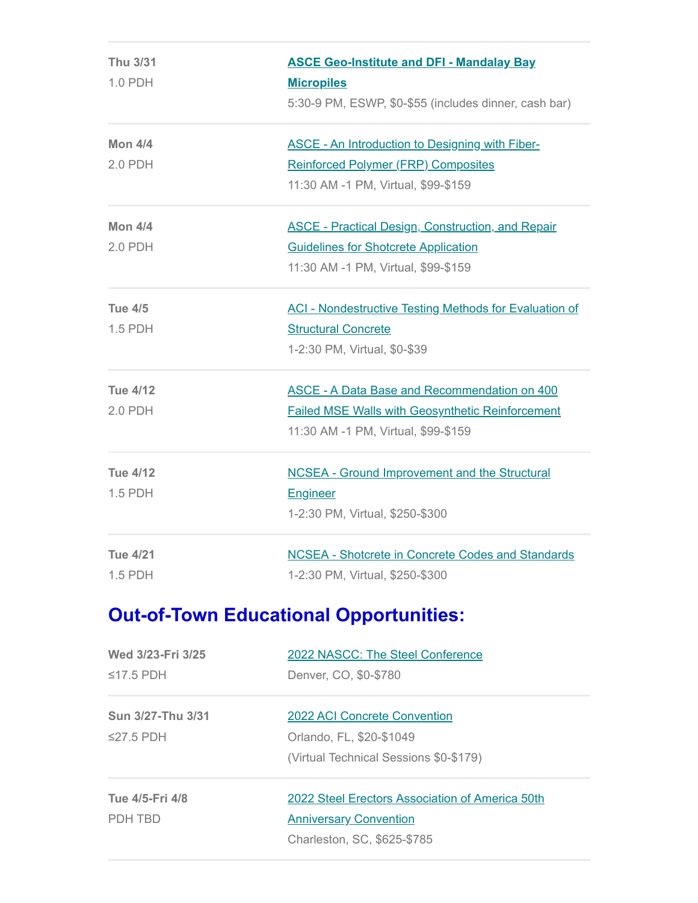| | |
|---|---|
| **Thu 3/31**<br>1.0 PDH | **ASCE Geo-Institute and DFI - Mandalay Bay Micropiles**<br>5:30-9 PM, ESWP, $0-$55 (includes dinner, cash bar) |
| **Mon 4/4**<br>2.0 PDH | ASCE - An Introduction to Designing with Fiber-Reinforced Polymer (FRP) Composites<br>11:30 AM -1 PM, Virtual, $99-$159 |
| **Mon 4/4**<br>2.0 PDH | ASCE - Practical Design, Construction, and Repair Guidelines for Shotcrete Application<br>11:30 AM -1 PM, Virtual, $99-$159 |
| **Tue 4/5**<br>1.5 PDH | ACI - Nondestructive Testing Methods for Evaluation of Structural Concrete<br>1-2:30 PM, Virtual, $0-$39 |
| **Tue 4/12**<br>2.0 PDH | ASCE - A Data Base and Recommendation on 400 Failed MSE Walls with Geosynthetic Reinforcement<br>11:30 AM -1 PM, Virtual, $99-$159 |
| **Tue 4/12**<br>1.5 PDH | NCSEA - Ground Improvement and the Structural Engineer<br>1-2:30 PM, Virtual, $250-$300 |
| **Tue 4/21**<br>1.5 PDH | NCSEA - Shotcrete in Concrete Codes and Standards<br>1-2:30 PM, Virtual, $250-$300 |

## Out-of-Town Educational Opportunities:

| | |
|---|---|
| **Wed 3/23-Fri 3/25**<br>≤17.5 PDH | 2022 NASCC: The Steel Conference<br>Denver, CO, $0-$780 |
| **Sun 3/27-Thu 3/31**<br>≤27.5 PDH | 2022 ACI Concrete Convention<br>Orlando, FL, $20-$1049<br>(Virtual Technical Sessions $0-$179) |
| **Tue 4/5-Fri 4/8**<br>PDH TBD | 2022 Steel Erectors Association of America 50th Anniversary Convention<br>Charleston, SC, $625-$785 |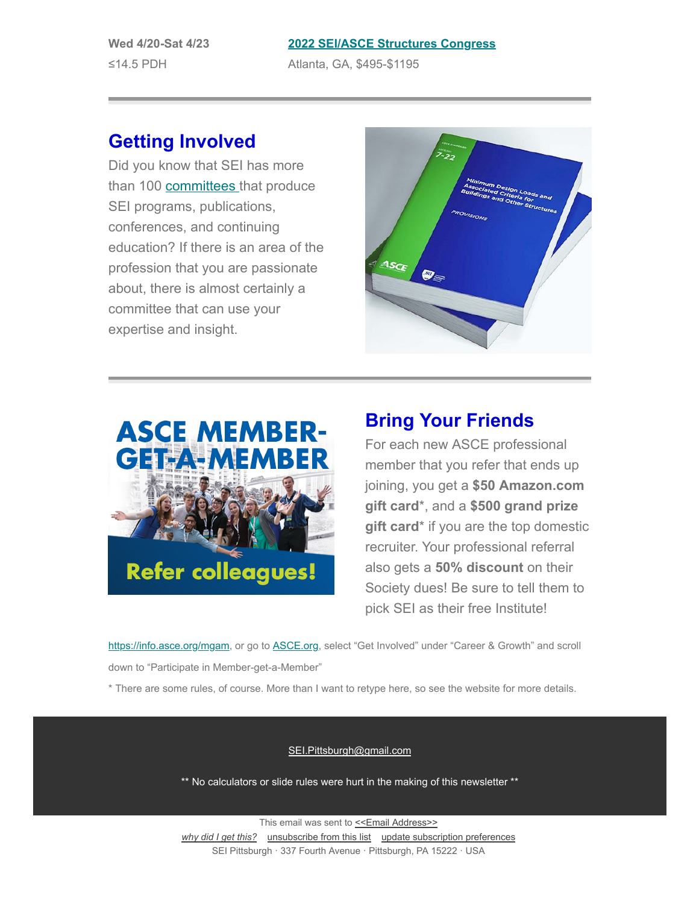| | |
|---|---|
| **Wed 4/20-Sat 4/23** ≤14.5 PDH | **2022 SEI/ASCE Structures Congress** Atlanta, GA, $495-$1195 |

## Getting Involved

Did you know that SEI has more than 100 committees that produce SEI programs, publications, conferences, and continuing education? If there is an area of the profession that you are passionate about, there is almost certainly a committee that can use your expertise and insight.

## Bring Your Friends

For each new ASCE professional member that you refer that ends up joining, you get a **$50 Amazon.com gift card***, and a **$500 grand prize gift card*** if you are the top domestic recruiter. Your professional referral also gets a **50% discount** on their Society dues! Be sure to tell them to pick SEI as their free Institute!

https://info.asce.org/mgam, or go to ASCE.org, select "Get Involved" under "Career & Growth" and scroll down to "Participate in Member-get-a-Member"

* There are some rules, of course. More than I want to retype here, so see the website for more details.

SEI.Pittsburgh@gmail.com

** No calculators or slide rules were hurt in the making of this newsletter **

This email was sent to <<Email Address>>

*why did I get this?* unsubscribe from this list update subscription preferences

SEI Pittsburgh · 337 Fourth Avenue · Pittsburgh, PA 15222 · USA